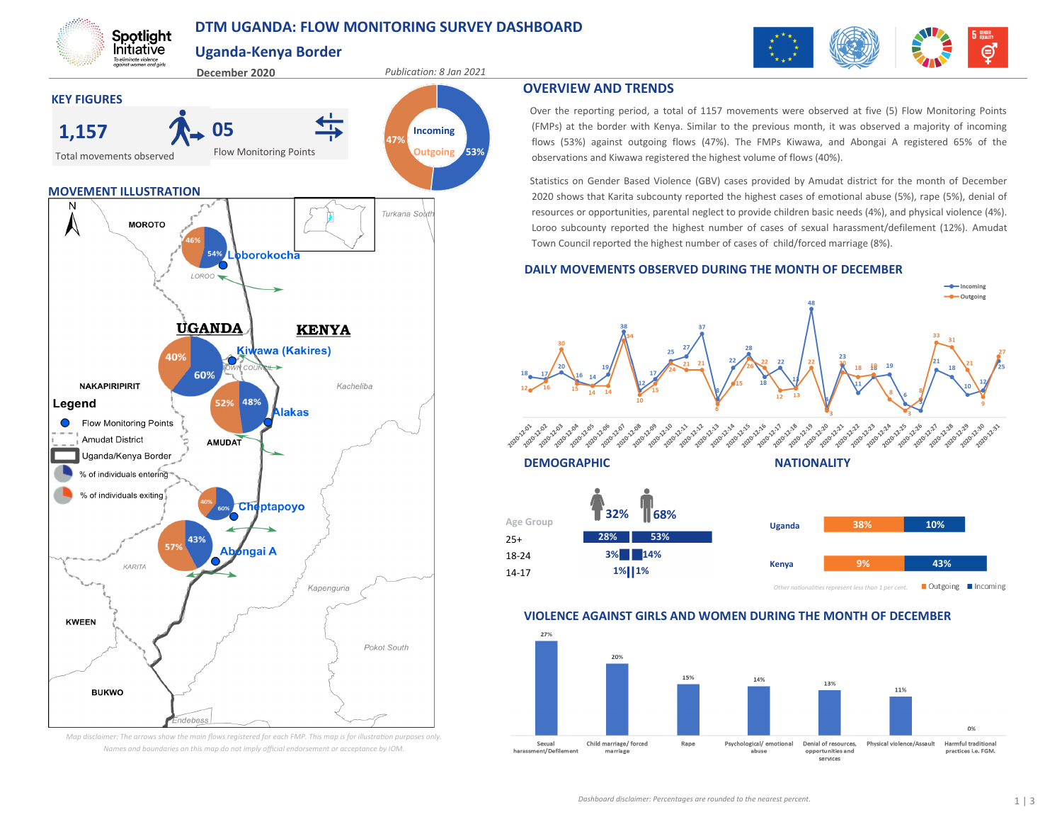# DTM UGANDA: FLOW MONITORING SURVEY DASHBOARD

## Uganda-Kenya Border

December 2020

*Publication: 8 Jan 2021*

## KEY FIGURES

**1,157** Total movements observed

**05** Flow Monitoring Points

Incoming 53% / Outgoing 47%

## MOVEMENT ILLUSTRATION

Legend:
- Flow Monitoring Points
- Amudat District
- Uganda/Kenya Border
- % of individuals entering
- % of individuals exiting

| FMP | Incoming | Outgoing |
|---|---|---|
| Loborokocha | 54% | 46% |
| Kiwawa (Kakires) | 60% | 40% |
| Alakas | 48% | 52% |
| Cheptapoyo | 60% | 40% |
| Abongai A | 43% | 57% |

*Map disclaimer: The arrows show the main flows registered for each FMP. This map is for illustration purposes only. Names and boundaries on this map do not imply official endorsement or acceptance by IOM.*

## OVERVIEW AND TRENDS

Over the reporting period, a total of 1157 movements were observed at five (5) Flow Monitoring Points (FMPs) at the border with Kenya. Similar to the previous month, it was observed a majority of incoming flows (53%) against outgoing flows (47%). The FMPs Kiwawa, and Abongai A registered 65% of the observations and Kiwawa registered the highest volume of flows (40%).

Statistics on Gender Based Violence (GBV) cases provided by Amudat district for the month of December 2020 shows that Karita subcounty reported the highest cases of emotional abuse (5%), rape (5%), denial of resources or opportunities, parental neglect to provide children basic needs (4%), and physical violence (4%). Loroo subcounty reported the highest number of cases of sexual harassment/defilement (12%). Amudat Town Council reported the highest number of cases of child/forced marriage (8%).

## DAILY MOVEMENTS OBSERVED DURING THE MONTH OF DECEMBER

| Date | Incoming | Outgoing |
|---|---|---|
| 2020-12-01 | 18 | 12 |
| 2020-12-02 | 17 | 16 |
| 2020-12-03 | 20 | 30 |
| 2020-12-04 | 16 | 15 |
| 2020-12-05 | 14 | 14 |
| 2020-12-06 | 19 | 14 |
| 2020-12-07 | 38 | 34 |
| 2020-12-08 | 12 | 10 |
| 2020-12-09 | 17 | 15 |
| 2020-12-10 | 25 | 24 |
| 2020-12-11 | 27 | 21 |
| 2020-12-12 | 37 | 21 |
| 2020-12-13 | 8 | 6 |
| 2020-12-14 | 22 | 15 |
| 2020-12-15 | 28 | 26 |
| 2020-12-16 | 18 | 22 |
| 2020-12-17 | 22 | 12 |
| 2020-12-18 | 13 | 13 |
| 2020-12-19 | 48 | 22 |
| 2020-12-20 | 4 | 3 |
| 2020-12-21 | 23 | 20 |
| 2020-12-22 | 11 | 18 |
| 2020-12-23 | 18 | 18 |
| 2020-12-24 | 19 | 8 |
| 2020-12-25 | 6 | 3 |
| 2020-12-26 | 3 | 8 |
| 2020-12-27 | 21 | 33 |
| 2020-12-28 | 18 | 31 |
| 2020-12-29 | 10 | 21 |
| 2020-12-30 | 12 | 9 |
| 2020-12-31 | 25 | 27 |

## DEMOGRAPHIC

| Age Group | Female (32%) | Male (68%) |
|---|---|---|
| 25+ | 28% | 53% |
| 18-24 | 3% | 14% |
| 14-17 | 1% | 1% |

## NATIONALITY

| Nationality | Outgoing | Incoming |
|---|---|---|
| Uganda | 38% | 10% |
| Kenya | 9% | 43% |

*Other nationalities represent less than 1 per cent.*

## VIOLENCE AGAINST GIRLS AND WOMEN DURING THE MONTH OF DECEMBER

| Type | % |
|---|---|
| Sexual harassment/Defilement | 27% |
| Child marriage/ forced marriage | 20% |
| Rape | 15% |
| Psychological/ emotional abuse | 14% |
| Denial of resources, opportunities and services | 13% |
| Physical violence/Assault | 11% |
| Harmful traditional practices i.e. FGM. | 0% |

*Dashboard disclaimer: Percentages are rounded to the nearest percent.*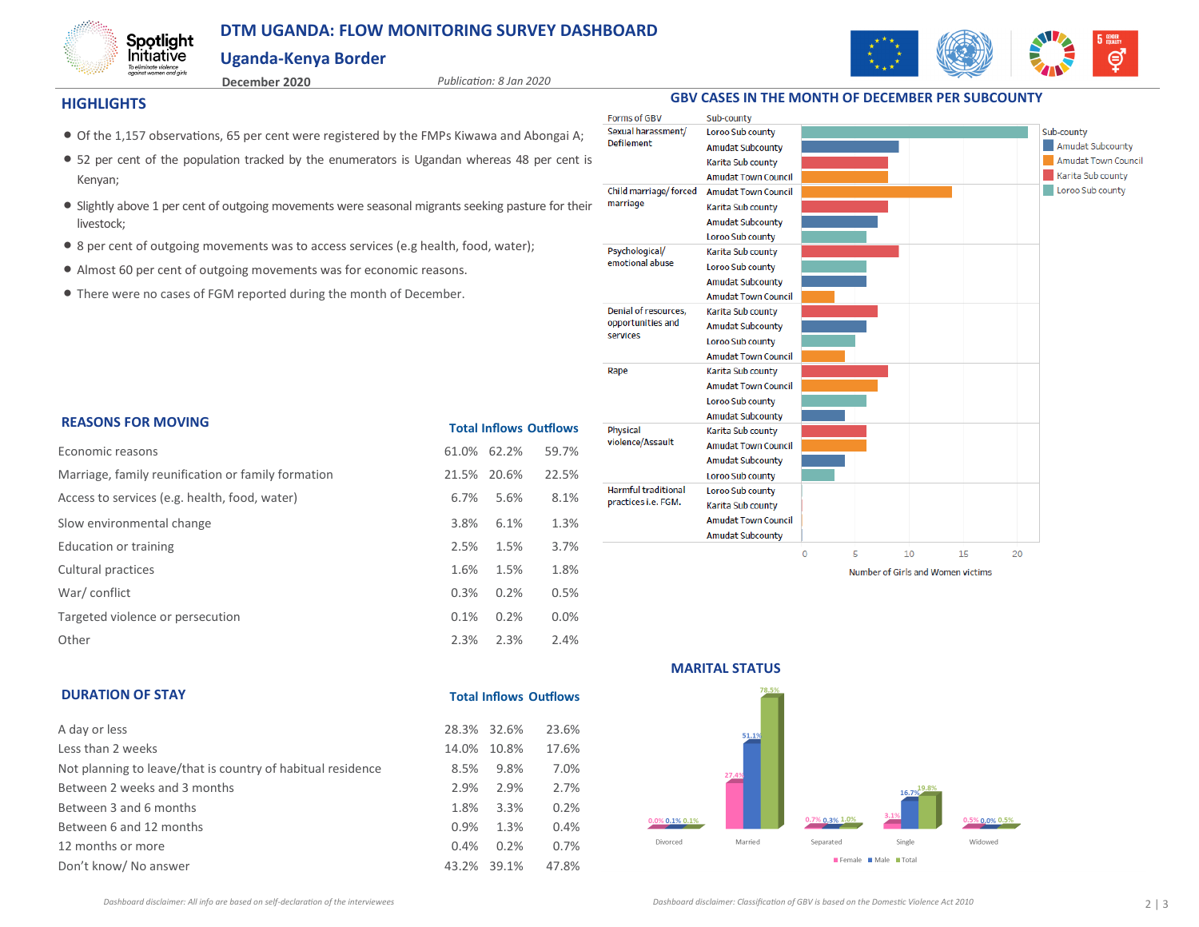# DTM UGANDA: FLOW MONITORING SURVEY DASHBOARD

## Uganda-Kenya Border

**December 2020** *Publication: 8 Jan 2020*

## HIGHLIGHTS

- Of the 1,157 observations, 65 per cent were registered by the FMPs Kiwawa and Abongai A;
- 52 per cent of the population tracked by the enumerators is Ugandan whereas 48 per cent is Kenyan;
- Slightly above 1 per cent of outgoing movements were seasonal migrants seeking pasture for their livestock;
- 8 per cent of outgoing movements was to access services (e.g health, food, water);
- Almost 60 per cent of outgoing movements was for economic reasons.
- There were no cases of FGM reported during the month of December.

## REASONS FOR MOVING

| | Total | Inflows | Outflows |
|---|---|---|---|
| Economic reasons | 61.0% | 62.2% | 59.7% |
| Marriage, family reunification or family formation | 21.5% | 20.6% | 22.5% |
| Access to services (e.g. health, food, water) | 6.7% | 5.6% | 8.1% |
| Slow environmental change | 3.8% | 6.1% | 1.3% |
| Education or training | 2.5% | 1.5% | 3.7% |
| Cultural practices | 1.6% | 1.5% | 1.8% |
| War/ conflict | 0.3% | 0.2% | 0.5% |
| Targeted violence or persecution | 0.1% | 0.2% | 0.0% |
| Other | 2.3% | 2.3% | 2.4% |

## DURATION OF STAY

| | Total | Inflows | Outflows |
|---|---|---|---|
| A day or less | 28.3% | 32.6% | 23.6% |
| Less than 2 weeks | 14.0% | 10.8% | 17.6% |
| Not planning to leave/that is country of habitual residence | 8.5% | 9.8% | 7.0% |
| Between 2 weeks and 3 months | 2.9% | 2.9% | 2.7% |
| Between 3 and 6 months | 1.8% | 3.3% | 0.2% |
| Between 6 and 12 months | 0.9% | 1.3% | 0.4% |
| 12 months or more | 0.4% | 0.2% | 0.7% |
| Don't know/ No answer | 43.2% | 39.1% | 47.8% |

*Dashboard disclaimer: All info are based on self-declaration of the interviewees*

## GBV CASES IN THE MONTH OF DECEMBER PER SUBCOUNTY

| Forms of GBV | Sub-county |
|---|---|
| Sexual harassment/ Defilement | Loroo Sub county |
| | Amudat Subcounty |
| | Karita Sub county |
| | Amudat Town Council |
| Child marriage/ forced marriage | Amudat Town Council |
| | Karita Sub county |
| | Amudat Subcounty |
| | Loroo Sub county |
| Psychological/ emotional abuse | Karita Sub county |
| | Loroo Sub county |
| | Amudat Subcounty |
| | Amudat Town Council |
| Denial of resources, opportunities and services | Karita Sub county |
| | Amudat Subcounty |
| | Loroo Sub county |
| | Amudat Town Council |
| Rape | Karita Sub county |
| | Amudat Town Council |
| | Loroo Sub county |
| | Amudat Subcounty |
| Physical violence/Assault | Karita Sub county |
| | Amudat Town Council |
| | Amudat Subcounty |
| | Loroo Sub county |
| Harmful traditional practices i.e. FGM. | Loroo Sub county |
| | Karita Sub county |
| | Amudat Town Council |
| | Amudat Subcounty |

Number of Girls and Women victims

## MARITAL STATUS

| | Female | Male | Total |
|---|---|---|---|
| Divorced | 0.0% | 0.1% | 0.1% |
| Married | 27.4% | 51.1% | 78.5% |
| Separated | 0.7% | 0.3% | 1.0% |
| Single | 3.1% | 16.7% | 19.8% |
| Widowed | 0.5% | 0.0% | 0.5% |

*Dashboard disclaimer: Classification of GBV is based on the Domestic Violence Act 2010*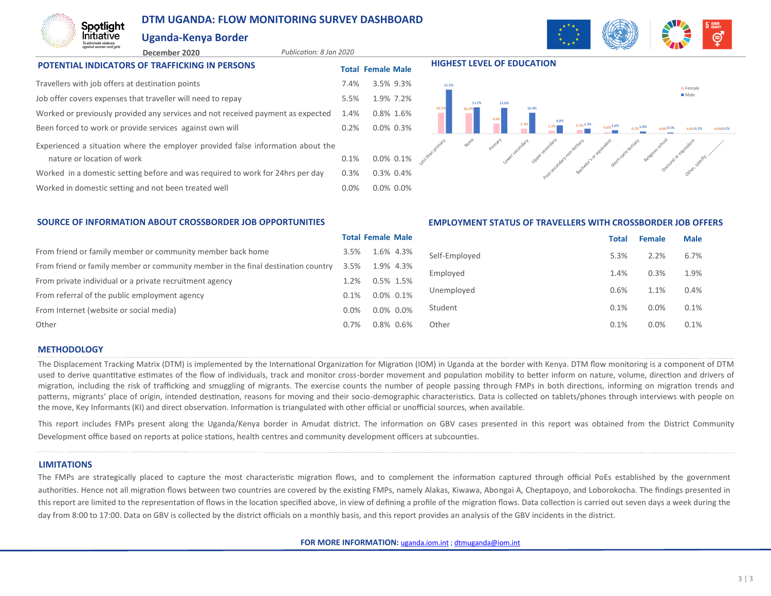# DTM UGANDA: FLOW MONITORING SURVEY DASHBOARD

## Uganda-Kenya Border

**December 2020** *Publication: 8 Jan 2020*

## POTENTIAL INDICATORS OF TRAFFICKING IN PERSONS

| | Total | Female | Male |
|---|---|---|---|
| Travellers with job offers at destination points | 7.4% | 3.5% | 9.3% |
| Job offer covers expenses that traveller will need to repay | 5.5% | 1.9% | 7.2% |
| Worked or previously provided any services and not received payment as expected | 1.4% | 0.8% | 1.6% |
| Been forced to work or provide services against own will | 0.2% | 0.0% | 0.3% |
| Experienced a situation where the employer provided false information about the nature or location of work | 0.1% | 0.0% | 0.1% |
| Worked in a domestic setting before and was required to work for 24hrs per day | 0.3% | 0.3% | 0.4% |
| Worked in domestic setting and not been treated well | 0.0% | 0.0% | 0.0% |

## HIGHEST LEVEL OF EDUCATION

Female
Male

Less than primary: 10.5%, 22.1%
None: 10.2%, 13.1%
Primary: 4.9%, 13.0%
Lower secondary: 2.3%, 10.4%
Upper secondary: 1.3%, 4.0%
Post-secondary non-tertiary: 1.7%, 2.3%
Bachelor's or equivalent: 0.6%, 1.6%
Short-cycle tertiary: 0.2%, 1.0%
Religious school: 0.0%, 0.5%
Doctoral or equivalent: 0.0%, 0.2%
Other, specify: 0.0%, 0.1%

## SOURCE OF INFORMATION ABOUT CROSSBORDER JOB OPPORTUNITIES

| | Total | Female | Male |
|---|---|---|---|
| From friend or family member or community member back home | 3.5% | 1.6% | 4.3% |
| From friend or family member or community member in the final destination country | 3.5% | 1.9% | 4.3% |
| From private individual or a private recruitment agency | 1.2% | 0.5% | 1.5% |
| From referral of the public employment agency | 0.1% | 0.0% | 0.1% |
| From Internet (website or social media) | 0.0% | 0.0% | 0.0% |
| Other | 0.7% | 0.8% | 0.6% |

## EMPLOYMENT STATUS OF TRAVELLERS WITH CROSSBORDER JOB OFFERS

| | Total | Female | Male |
|---|---|---|---|
| Self-Employed | 5.3% | 2.2% | 6.7% |
| Employed | 1.4% | 0.3% | 1.9% |
| Unemployed | 0.6% | 1.1% | 0.4% |
| Student | 0.1% | 0.0% | 0.1% |
| Other | 0.1% | 0.0% | 0.1% |

## METHODOLOGY

The Displacement Tracking Matrix (DTM) is implemented by the International Organization for Migration (IOM) in Uganda at the border with Kenya. DTM flow monitoring is a component of DTM used to derive quantitative estimates of the flow of individuals, track and monitor cross-border movement and population mobility to better inform on nature, volume, direction and drivers of migration, including the risk of trafficking and smuggling of migrants. The exercise counts the number of people passing through FMPs in both directions, informing on migration trends and patterns, migrants' place of origin, intended destination, reasons for moving and their socio-demographic characteristics. Data is collected on tablets/phones through interviews with people on the move, Key Informants (KI) and direct observation. Information is triangulated with other official or unofficial sources, when available.

This report includes FMPs present along the Uganda/Kenya border in Amudat district. The information on GBV cases presented in this report was obtained from the District Community Development office based on reports at police stations, health centres and community development officers at subcounties.

## LIMITATIONS

The FMPs are strategically placed to capture the most characteristic migration flows, and to complement the information captured through official PoEs established by the government authorities. Hence not all migration flows between two countries are covered by the existing FMPs, namely Alakas, Kiwawa, Abongai A, Cheptapoyo, and Loborokocha. The findings presented in this report are limited to the representation of flows in the location specified above, in view of defining a profile of the migration flows. Data collection is carried out seven days a week during the day from 8:00 to 17:00. Data on GBV is collected by the district officials on a monthly basis, and this report provides an analysis of the GBV incidents in the district.

**FOR MORE INFORMATION:** uganda.iom.int ; dtmuganda@iom.int